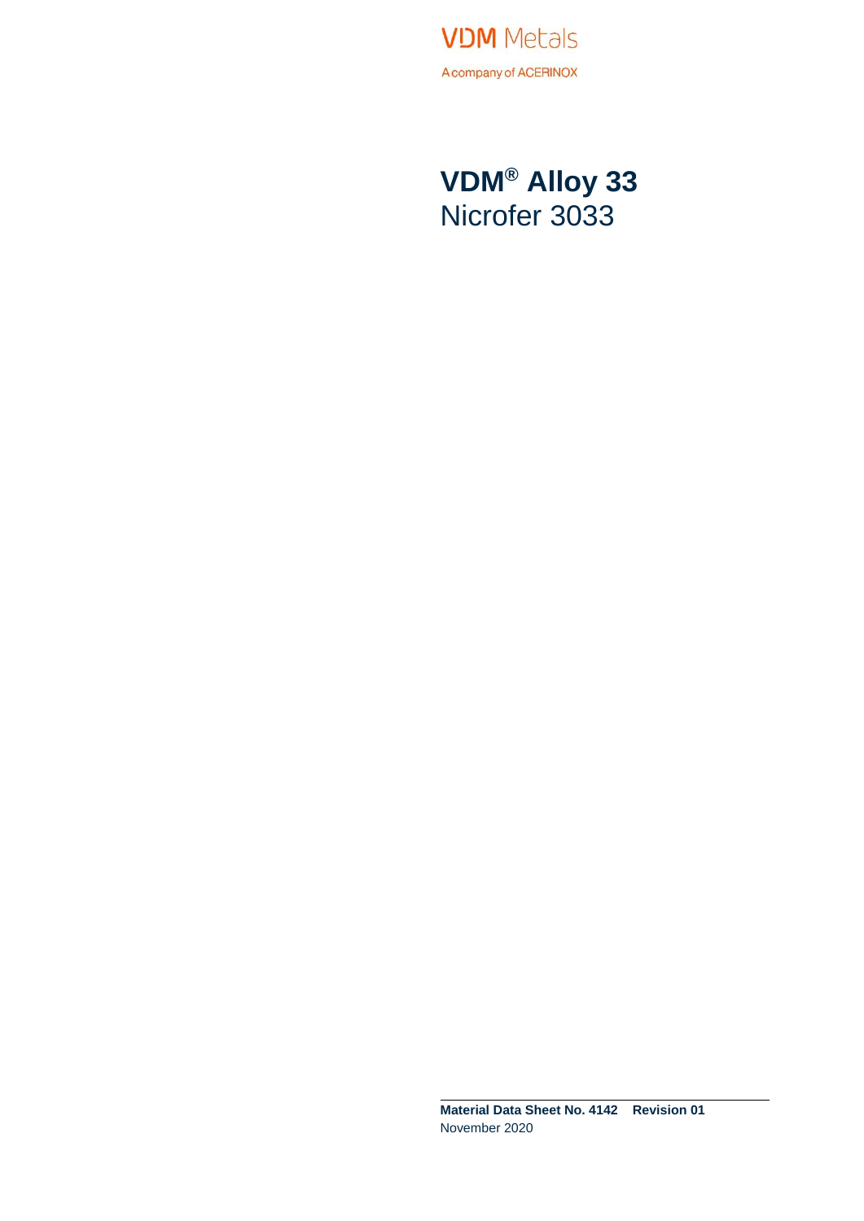VDM Metals

A company of ACERINOX

# VDM® Alloy 33
Nicrofer 3033

**Material Data Sheet No. 4142 Revision 01**
November 2020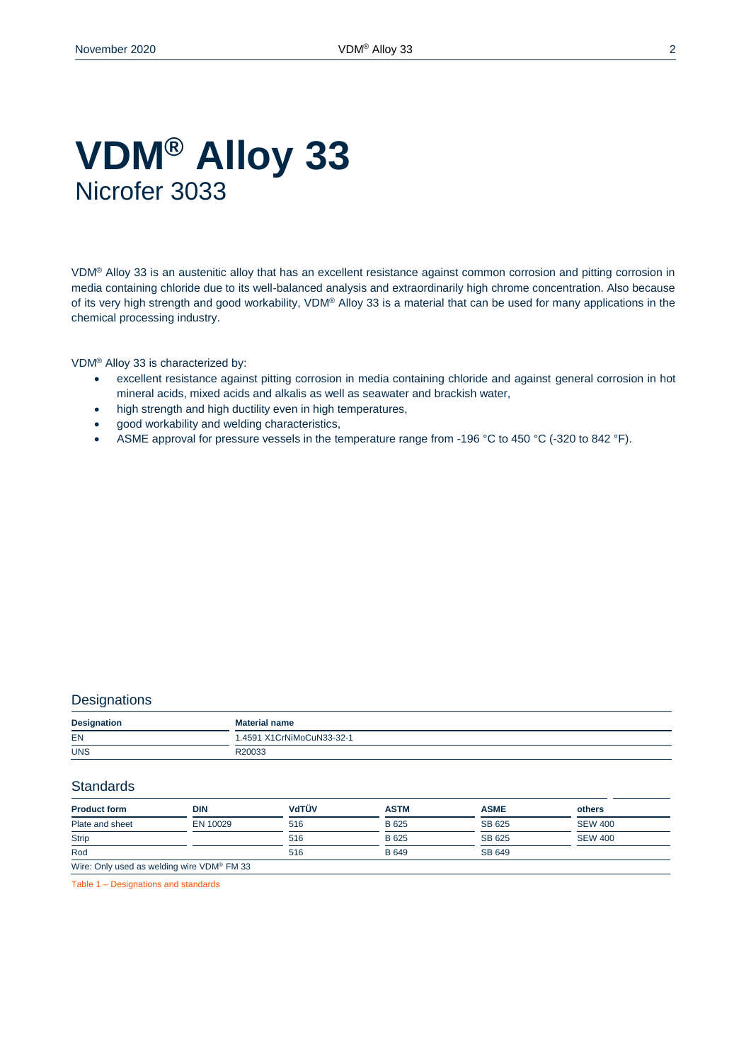# VDM® Alloy 33

Nicrofer 3033

VDM® Alloy 33 is an austenitic alloy that has an excellent resistance against common corrosion and pitting corrosion in media containing chloride due to its well-balanced analysis and extraordinarily high chrome concentration. Also because of its very high strength and good workability, VDM® Alloy 33 is a material that can be used for many applications in the chemical processing industry.

VDM® Alloy 33 is characterized by:

- excellent resistance against pitting corrosion in media containing chloride and against general corrosion in hot mineral acids, mixed acids and alkalis as well as seawater and brackish water,
- high strength and high ductility even in high temperatures,
- good workability and welding characteristics,
- ASME approval for pressure vessels in the temperature range from -196 °C to 450 °C (-320 to 842 °F).

## Designations

| Designation | Material name |
|---|---|
| EN | 1.4591 X1CrNiMoCuN33-32-1 |
| UNS | R20033 |

## Standards

| Product form | DIN | VdTÜV | ASTM | ASME | others |
|---|---|---|---|---|---|
| Plate and sheet | EN 10029 | 516 | B 625 | SB 625 | SEW 400 |
| Strip | | 516 | B 625 | SB 625 | SEW 400 |
| Rod | | 516 | B 649 | SB 649 | |
| Wire: Only used as welding wire VDM® FM 33 | | | | | |

Table 1 – Designations and standards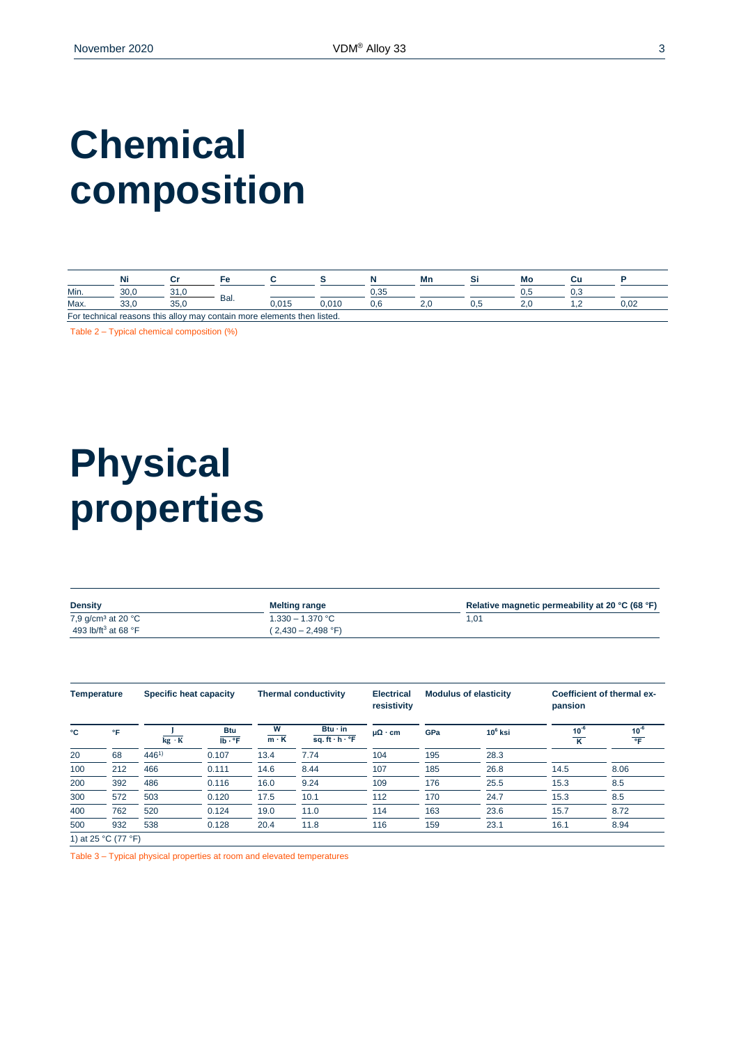# Chemical composition

| | Ni | Cr | Fe | C | S | N | Mn | Si | Mo | Cu | P |
|---|---|---|---|---|---|---|---|---|---|---|---|
| Min. | 30,0 | 31,0 | Bal. | | | 0,35 | | | 0,5 | 0,3 | |
| Max. | 33,0 | 35,0 | | 0,015 | 0,010 | 0,6 | 2,0 | 0,5 | 2,0 | 1,2 | 0,02 |
| For technical reasons this alloy may contain more elements then listed. | | | | | | | | | | | |

Table 2 – Typical chemical composition (%)

# Physical properties

| Density | Melting range | Relative magnetic permeability at 20 °C (68 °F) |
|---|---|---|
| 7,9 g/cm³ at 20 °C<br>493 lb/ft³ at 68 °F | 1.330 – 1.370 °C<br>(2,430 – 2,498 °F) | 1,01 |

| Temperature | | Specific heat capacity | | Thermal conductivity | | Electrical resistivity | Modulus of elasticity | | Coefficient of thermal expansion | |
|---|---|---|---|---|---|---|---|---|---|---|
| °C | °F | $\frac{J}{kg \cdot K}$ | $\frac{Btu}{lb \cdot °F}$ | $\frac{W}{m \cdot K}$ | $\frac{Btu \cdot in}{sq. ft \cdot h \cdot °F}$ | µΩ · cm | GPa | $10^6$ ksi | $\frac{10^{-6}}{K}$ | $\frac{10^{-6}}{°F}$ |
| 20 | 68 | 446[1)] | 0.107 | 13.4 | 7.74 | 104 | 195 | 28.3 | | |
| 100 | 212 | 466 | 0.111 | 14.6 | 8.44 | 107 | 185 | 26.8 | 14.5 | 8.06 |
| 200 | 392 | 486 | 0.116 | 16.0 | 9.24 | 109 | 176 | 25.5 | 15.3 | 8.5 |
| 300 | 572 | 503 | 0.120 | 17.5 | 10.1 | 112 | 170 | 24.7 | 15.3 | 8.5 |
| 400 | 762 | 520 | 0.124 | 19.0 | 11.0 | 114 | 163 | 23.6 | 15.7 | 8.72 |
| 500 | 932 | 538 | 0.128 | 20.4 | 11.8 | 116 | 159 | 23.1 | 16.1 | 8.94 |

1) at 25 °C (77 °F)

Table 3 – Typical physical properties at room and elevated temperatures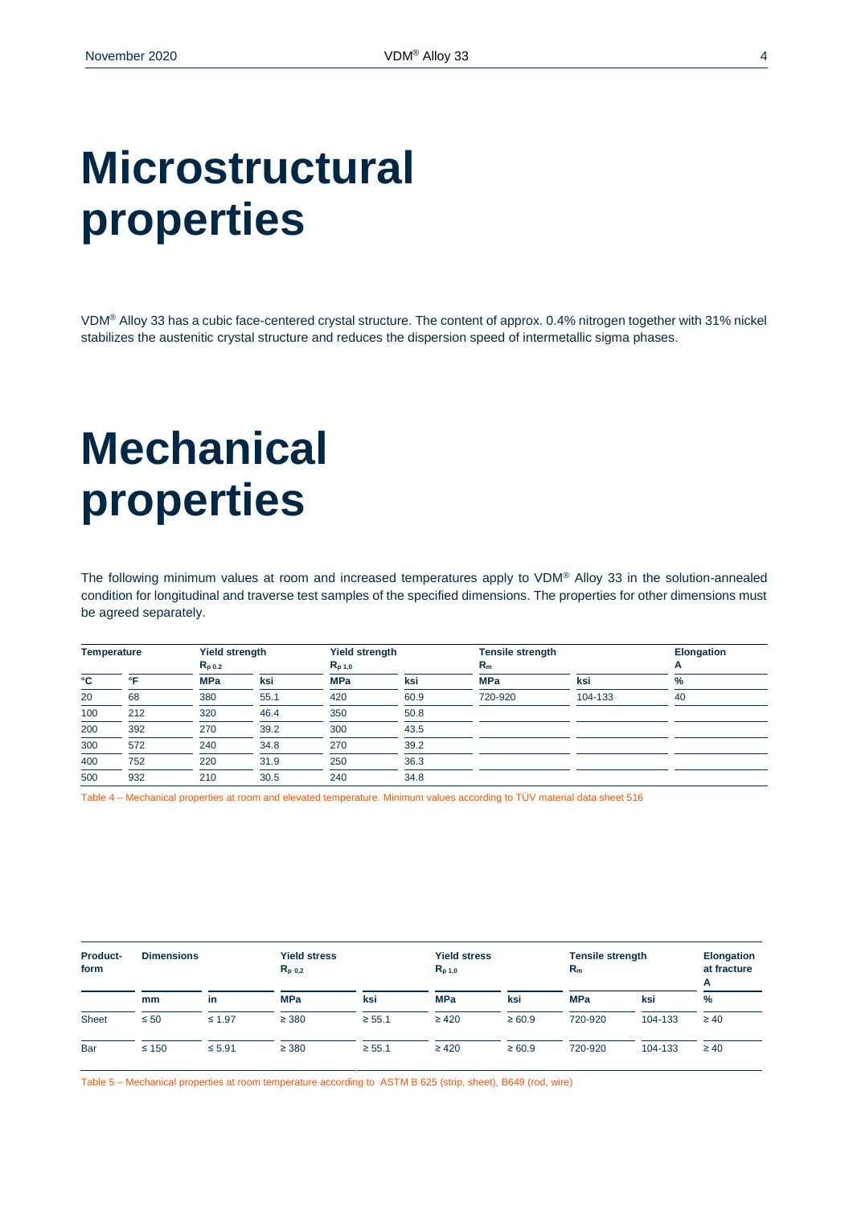# Microstructural properties

VDM® Alloy 33 has a cubic face-centered crystal structure. The content of approx. 0.4% nitrogen together with 31% nickel stabilizes the austenitic crystal structure and reduces the dispersion speed of intermetallic sigma phases.

# Mechanical properties

The following minimum values at room and increased temperatures apply to VDM® Alloy 33 in the solution-annealed condition for longitudinal and traverse test samples of the specified dimensions. The properties for other dimensions must be agreed separately.

| Temperature | | Yield strength $R_{p\,0.2}$ | | Yield strength $R_{p\,1,0}$ | | Tensile strength $R_m$ | | Elongation A |
|---|---|---|---|---|---|---|---|---|
| °C | °F | MPa | ksi | MPa | ksi | MPa | ksi | % |
| 20 | 68 | 380 | 55.1 | 420 | 60.9 | 720-920 | 104-133 | 40 |
| 100 | 212 | 320 | 46.4 | 350 | 50.8 | | | |
| 200 | 392 | 270 | 39.2 | 300 | 43.5 | | | |
| 300 | 572 | 240 | 34.8 | 270 | 39.2 | | | |
| 400 | 752 | 220 | 31.9 | 250 | 36.3 | | | |
| 500 | 932 | 210 | 30.5 | 240 | 34.8 | | | |

Table 4 – Mechanical properties at room and elevated temperature. Minimum values according to TÜV material data sheet 516

| Product-form | Dimensions | | Yield stress $R_{p\,0,2}$ | | Yield stress $R_{p\,1,0}$ | | Tensile strength $R_m$ | | Elongation at fracture A |
|---|---|---|---|---|---|---|---|---|---|
| | mm | in | MPa | ksi | MPa | ksi | MPa | ksi | % |
| Sheet | ≤ 50 | ≤ 1.97 | ≥ 380 | ≥ 55.1 | ≥ 420 | ≥ 60.9 | 720-920 | 104-133 | ≥ 40 |
| Bar | ≤ 150 | ≤ 5.91 | ≥ 380 | ≥ 55.1 | ≥ 420 | ≥ 60.9 | 720-920 | 104-133 | ≥ 40 |

Table 5 – Mechanical properties at room temperature according to ASTM B 625 (strip, sheet), B649 (rod, wire)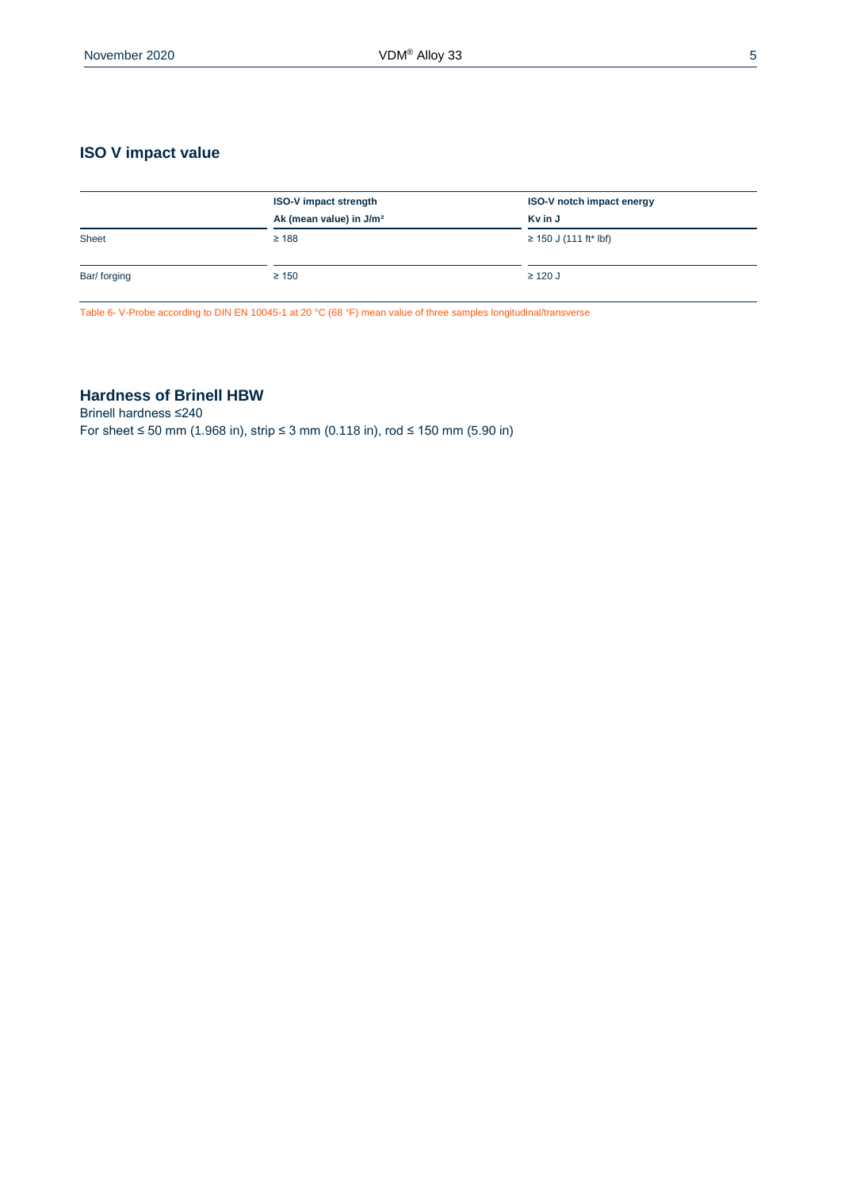## ISO V impact value

| | ISO-V impact strength Ak (mean value) in J/m² | ISO-V notch impact energy Kv in J |
|---|---|---|
| Sheet | ≥ 188 | ≥ 150 J (111 ft* lbf) |
| Bar/ forging | ≥ 150 | ≥ 120 J |

Table 6- V-Probe according to DIN EN 10045-1 at 20 °C (68 °F) mean value of three samples longitudinal/transverse

## Hardness of Brinell HBW

Brinell hardness ≤240

For sheet ≤ 50 mm (1.968 in), strip ≤ 3 mm (0.118 in), rod ≤ 150 mm (5.90 in)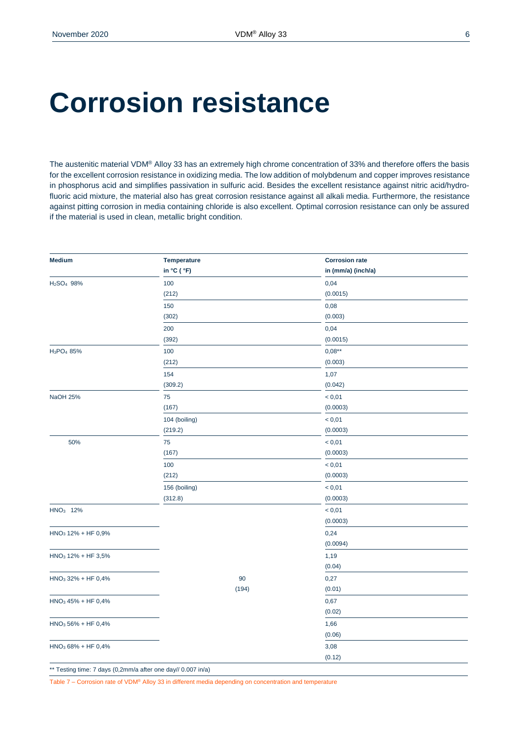# Corrosion resistance

The austenitic material VDM® Alloy 33 has an extremely high chrome concentration of 33% and therefore offers the basis for the excellent corrosion resistance in oxidizing media. The low addition of molybdenum and copper improves resistance in phosphorus acid and simplifies passivation in sulfuric acid. Besides the excellent resistance against nitric acid/hydrofluoric acid mixture, the material also has great corrosion resistance against all alkali media. Furthermore, the resistance against pitting corrosion in media containing chloride is also excellent. Optimal corrosion resistance can only be assured if the material is used in clean, metallic bright condition.

| Medium | Temperature in °C ( °F) | Corrosion rate in (mm/a) (inch/a) |
|---|---|---|
| $H_2SO_4$ 98% | 100 (212) | 0,04 (0.0015) |
| | 150 (302) | 0,08 (0.003) |
| | 200 (392) | 0,04 (0.0015) |
| $H_3PO_4$ 85% | 100 (212) | 0,08** (0.003) |
| | 154 (309.2) | 1,07 (0.042) |
| NaOH 25% | 75 (167) | < 0,01 (0.0003) |
| | 104 (boiling) (219.2) | < 0,01 (0.0003) |
| 50% | 75 (167) | < 0,01 (0.0003) |
| | 100 (212) | < 0,01 (0.0003) |
| | 156 (boiling) (312.8) | < 0,01 (0.0003) |
| $HNO_3$ 12% | 90 (194) | < 0,01 (0.0003) |
| $HNO_3$ 12% + HF 0,9% | 90 (194) | 0,24 (0.0094) |
| $HNO_3$ 12% + HF 3,5% | 90 (194) | 1,19 (0.04) |
| $HNO_3$ 32% + HF 0,4% | 90 (194) | 0,27 (0.01) |
| $HNO_3$ 45% + HF 0,4% | 90 (194) | 0,67 (0.02) |
| $HNO_3$ 56% + HF 0,4% | 90 (194) | 1,66 (0.06) |
| $HNO_3$ 68% + HF 0,4% | 90 (194) | 3,08 (0.12) |

** Testing time: 7 days (0,2mm/a after one day// 0.007 in/a)

Table 7 – Corrosion rate of VDM® Alloy 33 in different media depending on concentration and temperature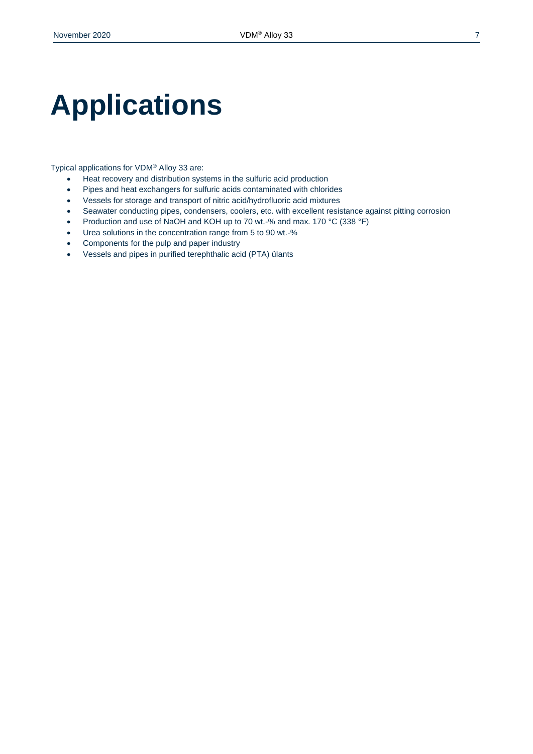# Applications

Typical applications for VDM® Alloy 33 are:

- Heat recovery and distribution systems in the sulfuric acid production
- Pipes and heat exchangers for sulfuric acids contaminated with chlorides
- Vessels for storage and transport of nitric acid/hydrofluoric acid mixtures
- Seawater conducting pipes, condensers, coolers, etc. with excellent resistance against pitting corrosion
- Production and use of NaOH and KOH up to 70 wt.-% and max. 170 °C (338 °F)
- Urea solutions in the concentration range from 5 to 90 wt.-%
- Components for the pulp and paper industry
- Vessels and pipes in purified terephthalic acid (PTA) ülants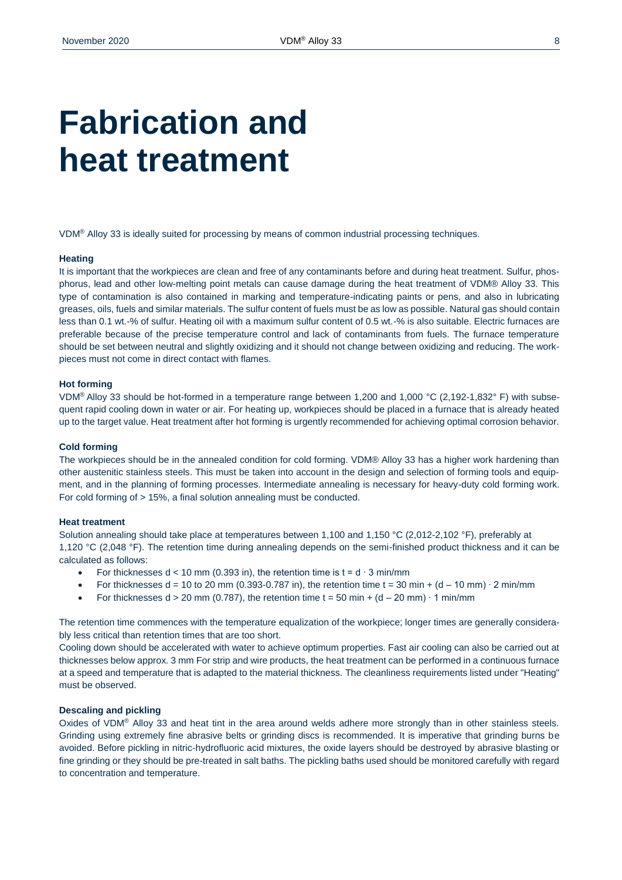# Fabrication and heat treatment

VDM® Alloy 33 is ideally suited for processing by means of common industrial processing techniques.

**Heating**

It is important that the workpieces are clean and free of any contaminants before and during heat treatment. Sulfur, phosphorus, lead and other low-melting point metals can cause damage during the heat treatment of VDM® Alloy 33. This type of contamination is also contained in marking and temperature-indicating paints or pens, and also in lubricating greases, oils, fuels and similar materials. The sulfur content of fuels must be as low as possible. Natural gas should contain less than 0.1 wt.-% of sulfur. Heating oil with a maximum sulfur content of 0.5 wt.-% is also suitable. Electric furnaces are preferable because of the precise temperature control and lack of contaminants from fuels. The furnace temperature should be set between neutral and slightly oxidizing and it should not change between oxidizing and reducing. The workpieces must not come in direct contact with flames.

**Hot forming**

VDM® Alloy 33 should be hot-formed in a temperature range between 1,200 and 1,000 °C (2,192-1,832° F) with subsequent rapid cooling down in water or air. For heating up, workpieces should be placed in a furnace that is already heated up to the target value. Heat treatment after hot forming is urgently recommended for achieving optimal corrosion behavior.

**Cold forming**

The workpieces should be in the annealed condition for cold forming. VDM® Alloy 33 has a higher work hardening than other austenitic stainless steels. This must be taken into account in the design and selection of forming tools and equipment, and in the planning of forming processes. Intermediate annealing is necessary for heavy-duty cold forming work. For cold forming of > 15%, a final solution annealing must be conducted.

**Heat treatment**

Solution annealing should take place at temperatures between 1,100 and 1,150 °C (2,012-2,102 °F), preferably at 1,120 °C (2,048 °F). The retention time during annealing depends on the semi-finished product thickness and it can be calculated as follows:

- For thicknesses $d < 10$ mm (0.393 in), the retention time is $t = d \cdot 3$ min/mm
- For thicknesses $d = 10$ to 20 mm (0.393-0.787 in), the retention time $t = 30\text{ min} + (d - 10\text{ mm}) \cdot 2$ min/mm
- For thicknesses $d > 20$ mm (0.787), the retention time $t = 50\text{ min} + (d - 20\text{ mm}) \cdot 1$ min/mm

The retention time commences with the temperature equalization of the workpiece; longer times are generally considerably less critical than retention times that are too short.

Cooling down should be accelerated with water to achieve optimum properties. Fast air cooling can also be carried out at thicknesses below approx. 3 mm For strip and wire products, the heat treatment can be performed in a continuous furnace at a speed and temperature that is adapted to the material thickness. The cleanliness requirements listed under "Heating" must be observed.

**Descaling and pickling**

Oxides of VDM® Alloy 33 and heat tint in the area around welds adhere more strongly than in other stainless steels. Grinding using extremely fine abrasive belts or grinding discs is recommended. It is imperative that grinding burns be avoided. Before pickling in nitric-hydrofluoric acid mixtures, the oxide layers should be destroyed by abrasive blasting or fine grinding or they should be pre-treated in salt baths. The pickling baths used should be monitored carefully with regard to concentration and temperature.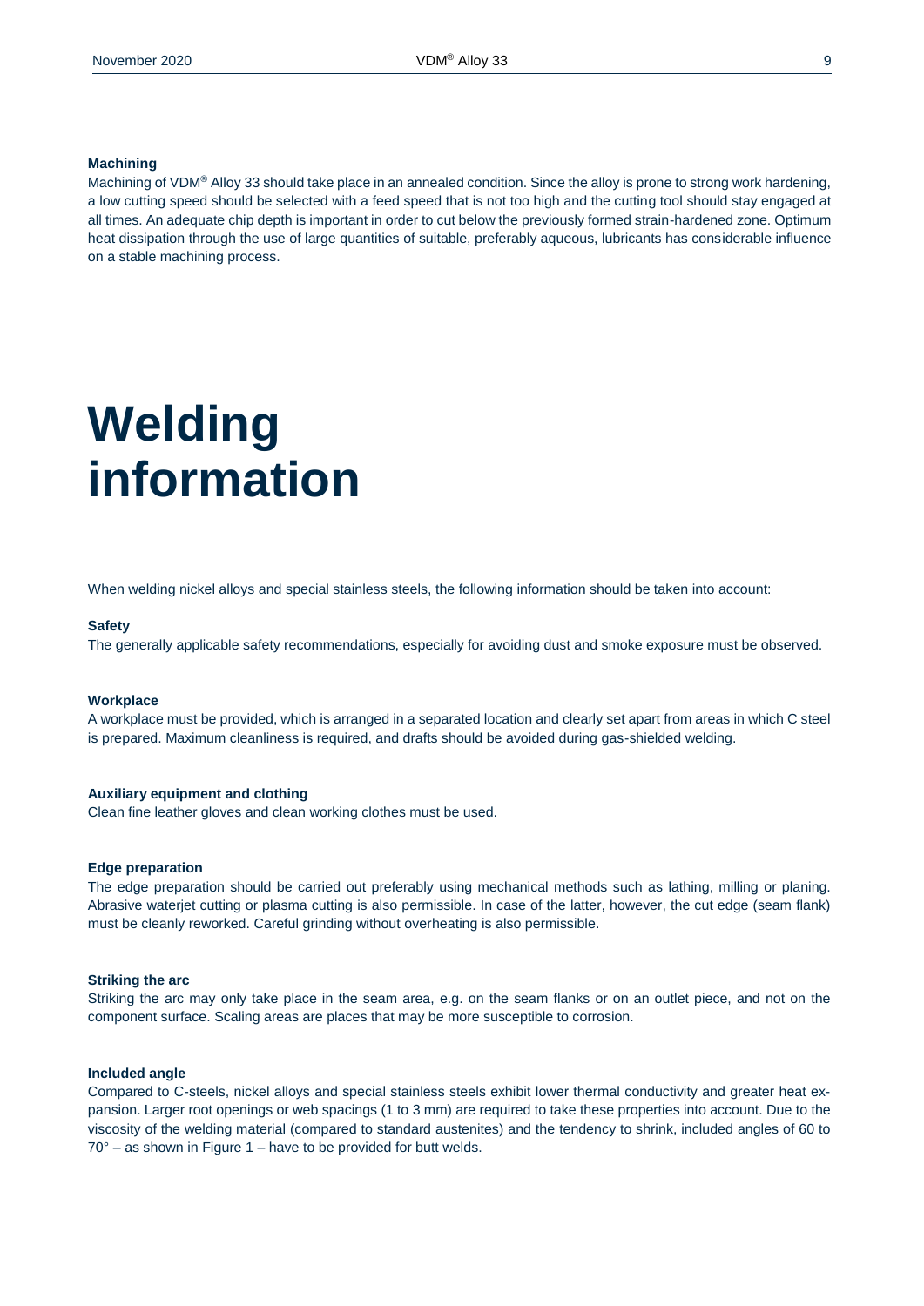### Machining

Machining of VDM® Alloy 33 should take place in an annealed condition. Since the alloy is prone to strong work hardening, a low cutting speed should be selected with a feed speed that is not too high and the cutting tool should stay engaged at all times. An adequate chip depth is important in order to cut below the previously formed strain-hardened zone. Optimum heat dissipation through the use of large quantities of suitable, preferably aqueous, lubricants has considerable influence on a stable machining process.

# Welding information

When welding nickel alloys and special stainless steels, the following information should be taken into account:

### Safety

The generally applicable safety recommendations, especially for avoiding dust and smoke exposure must be observed.

### Workplace

A workplace must be provided, which is arranged in a separated location and clearly set apart from areas in which C steel is prepared. Maximum cleanliness is required, and drafts should be avoided during gas-shielded welding.

### Auxiliary equipment and clothing

Clean fine leather gloves and clean working clothes must be used.

### Edge preparation

The edge preparation should be carried out preferably using mechanical methods such as lathing, milling or planing. Abrasive waterjet cutting or plasma cutting is also permissible. In case of the latter, however, the cut edge (seam flank) must be cleanly reworked. Careful grinding without overheating is also permissible.

### Striking the arc

Striking the arc may only take place in the seam area, e.g. on the seam flanks or on an outlet piece, and not on the component surface. Scaling areas are places that may be more susceptible to corrosion.

### Included angle

Compared to C-steels, nickel alloys and special stainless steels exhibit lower thermal conductivity and greater heat expansion. Larger root openings or web spacings (1 to 3 mm) are required to take these properties into account. Due to the viscosity of the welding material (compared to standard austenites) and the tendency to shrink, included angles of 60 to 70° – as shown in Figure 1 – have to be provided for butt welds.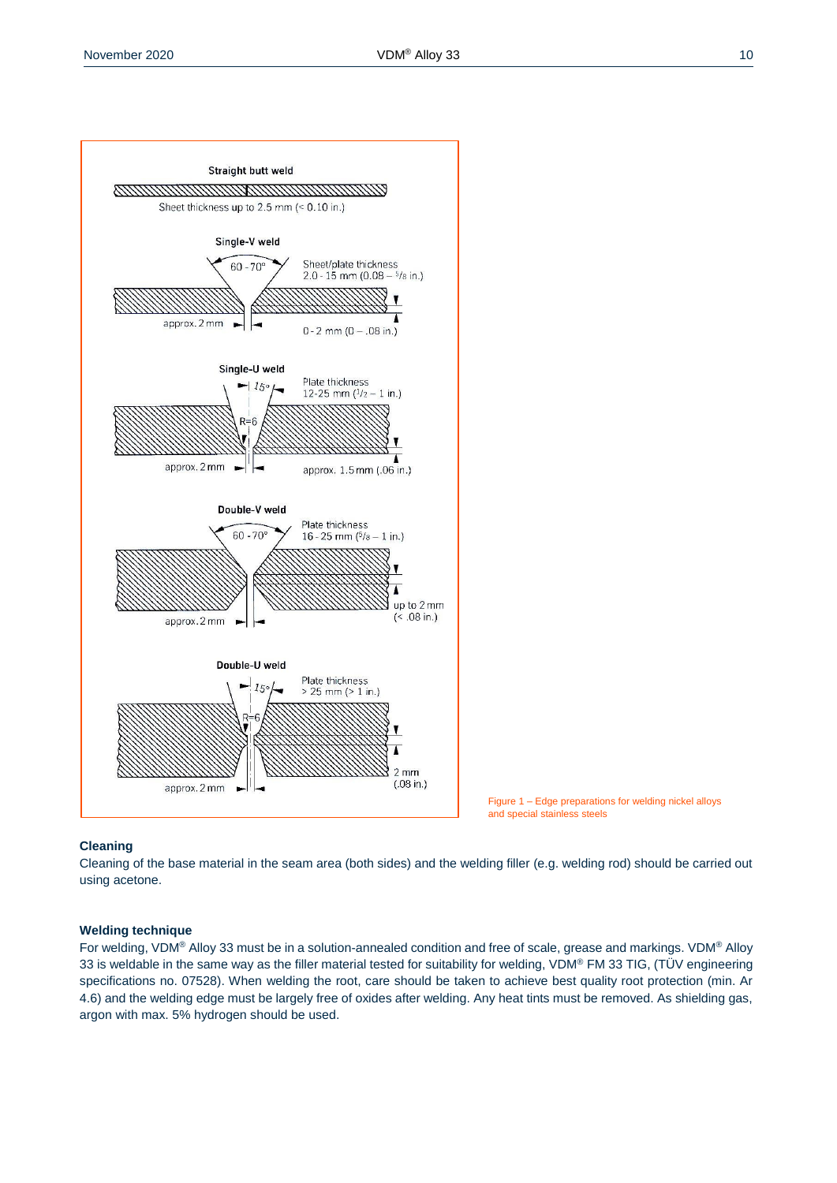Straight butt weld

Sheet thickness up to 2.5 mm (< 0.10 in.)

Single-V weld

60 - 70°

Sheet/plate thickness 2.0 - 15 mm (0.08 – 5/8 in.)

approx. 2 mm

0 - 2 mm (0 – .08 in.)

Single-U weld

15°

R=6

Plate thickness 12-25 mm (1/2 – 1 in.)

approx. 2 mm

approx. 1.5 mm (.06 in.)

Double-V weld

60 - 70°

Plate thickness 16 - 25 mm (5/8 – 1 in.)

up to 2 mm (< .08 in.)

approx. 2 mm

Double-U weld

15°

R=6

Plate thickness > 25 mm (> 1 in.)

2 mm (.08 in.)

approx. 2 mm

Figure 1 – Edge preparations for welding nickel alloys and special stainless steels

### Cleaning

Cleaning of the base material in the seam area (both sides) and the welding filler (e.g. welding rod) should be carried out using acetone.

### Welding technique

For welding, VDM® Alloy 33 must be in a solution-annealed condition and free of scale, grease and markings. VDM® Alloy 33 is weldable in the same way as the filler material tested for suitability for welding, VDM® FM 33 TIG, (TÜV engineering specifications no. 07528). When welding the root, care should be taken to achieve best quality root protection (min. Ar 4.6) and the welding edge must be largely free of oxides after welding. Any heat tints must be removed. As shielding gas, argon with max. 5% hydrogen should be used.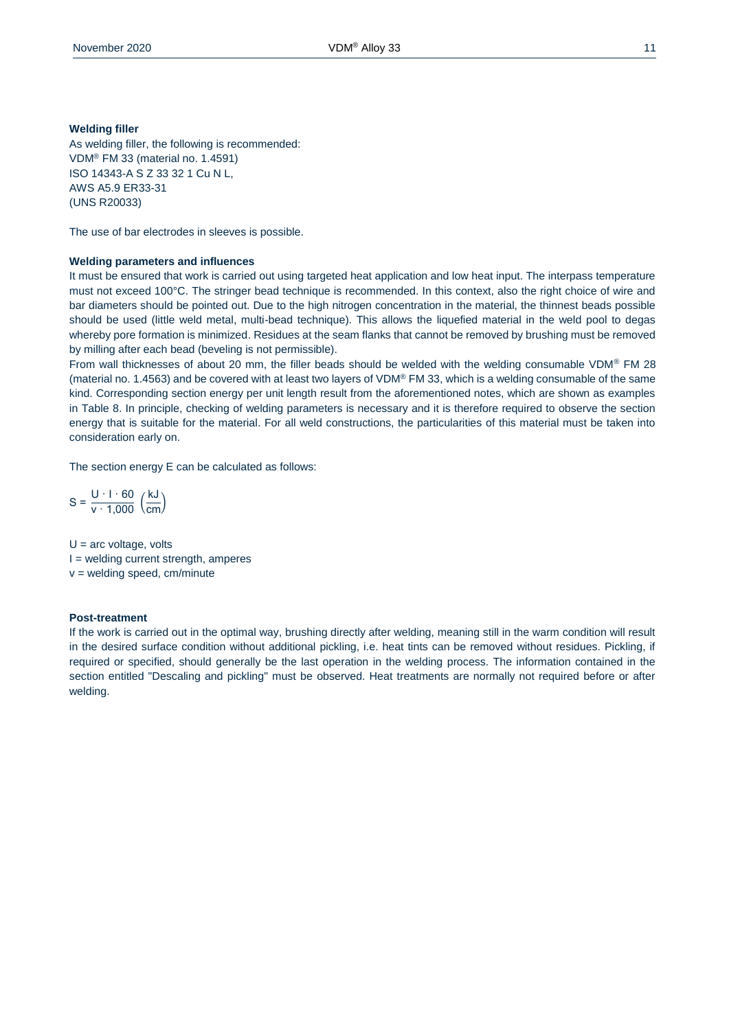**Welding filler**

As welding filler, the following is recommended:
VDM® FM 33 (material no. 1.4591)
ISO 14343-A S Z 33 32 1 Cu N L,
AWS A5.9 ER33-31
(UNS R20033)

The use of bar electrodes in sleeves is possible.

**Welding parameters and influences**

It must be ensured that work is carried out using targeted heat application and low heat input. The interpass temperature must not exceed 100°C. The stringer bead technique is recommended. In this context, also the right choice of wire and bar diameters should be pointed out. Due to the high nitrogen concentration in the material, the thinnest beads possible should be used (little weld metal, multi-bead technique). This allows the liquefied material in the weld pool to degas whereby pore formation is minimized. Residues at the seam flanks that cannot be removed by brushing must be removed by milling after each bead (beveling is not permissible).

From wall thicknesses of about 20 mm, the filler beads should be welded with the welding consumable VDM® FM 28 (material no. 1.4563) and be covered with at least two layers of VDM® FM 33, which is a welding consumable of the same kind. Corresponding section energy per unit length result from the aforementioned notes, which are shown as examples in Table 8. In principle, checking of welding parameters is necessary and it is therefore required to observe the section energy that is suitable for the material. For all weld constructions, the particularities of this material must be taken into consideration early on.

The section energy E can be calculated as follows:

$$S = \frac{U \cdot I \cdot 60}{v \cdot 1{,}000} \left(\frac{kJ}{cm}\right)$$

U = arc voltage, volts
I = welding current strength, amperes
v = welding speed, cm/minute

**Post-treatment**

If the work is carried out in the optimal way, brushing directly after welding, meaning still in the warm condition will result in the desired surface condition without additional pickling, i.e. heat tints can be removed without residues. Pickling, if required or specified, should generally be the last operation in the welding process. The information contained in the section entitled "Descaling and pickling" must be observed. Heat treatments are normally not required before or after welding.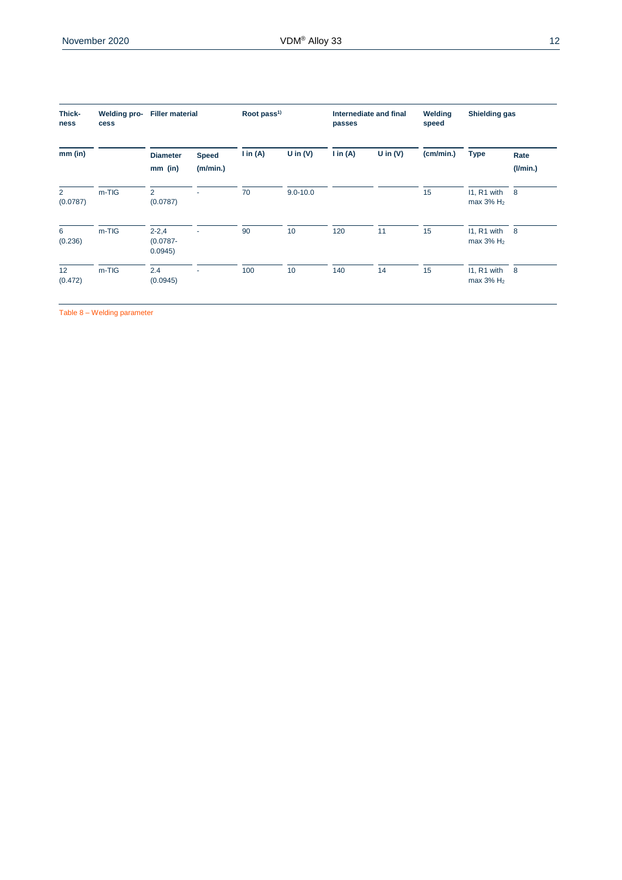| Thick-ness | Welding pro-cess | Filler material | | Root pass[1)] | | Internediate and final passes | | Welding speed | Shielding gas | |
|---|---|---|---|---|---|---|---|---|---|---|
| mm (in) | | Diameter mm (in) | Speed (m/min.) | I in (A) | U in (V) | I in (A) | U in (V) | (cm/min.) | Type | Rate (l/min.) |
| 2 (0.0787) | m-TIG | 2 (0.0787) | - | 70 | 9.0-10.0 | | | 15 | I1, R1 with max 3% $H_2$ | 8 |
| 6 (0.236) | m-TIG | 2-2,4 (0.0787-0.0945) | - | 90 | 10 | 120 | 11 | 15 | I1, R1 with max 3% $H_2$ | 8 |
| 12 (0.472) | m-TIG | 2.4 (0.0945) | - | 100 | 10 | 140 | 14 | 15 | I1, R1 with max 3% $H_2$ | 8 |

Table 8 – Welding parameter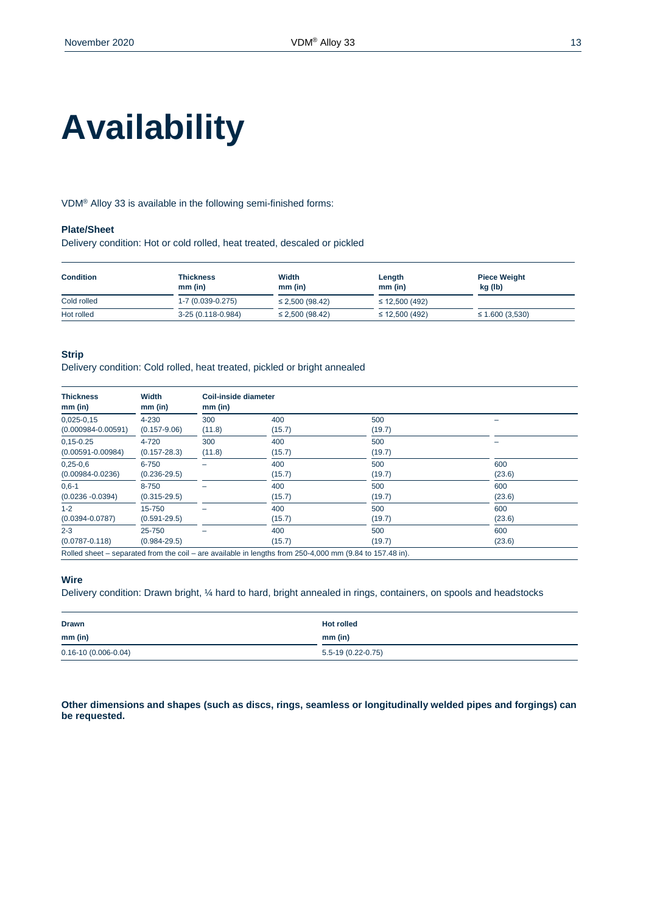# Availability

VDM® Alloy 33 is available in the following semi-finished forms:

**Plate/Sheet**

Delivery condition: Hot or cold rolled, heat treated, descaled or pickled

| Condition | Thickness mm (in) | Width mm (in) | Length mm (in) | Piece Weight kg (lb) |
|---|---|---|---|---|
| Cold rolled | 1-7 (0.039-0.275) | ≤ 2,500 (98.42) | ≤ 12,500 (492) | |
| Hot rolled | 3-25 (0.118-0.984) | ≤ 2,500 (98.42) | ≤ 12,500 (492) | ≤ 1.600 (3,530) |

**Strip**

Delivery condition: Cold rolled, heat treated, pickled or bright annealed

| Thickness mm (in) | Width mm (in) | Coil-inside diameter mm (in) | | | |
|---|---|---|---|---|---|
| 0,025-0,15 (0.000984-0.00591) | 4-230 (0.157-9.06) | 300 (11.8) | 400 (15.7) | 500 (19.7) | – |
| 0,15-0.25 (0.00591-0.00984) | 4-720 (0.157-28.3) | 300 (11.8) | 400 (15.7) | 500 (19.7) | – |
| 0,25-0,6 (0.00984-0.0236) | 6-750 (0.236-29.5) | – | 400 (15.7) | 500 (19.7) | 600 (23.6) |
| 0,6-1 (0.0236 -0.0394) | 8-750 (0.315-29.5) | – | 400 (15.7) | 500 (19.7) | 600 (23.6) |
| 1-2 (0.0394-0.0787) | 15-750 (0.591-29.5) | – | 400 (15.7) | 500 (19.7) | 600 (23.6) |
| 2-3 (0.0787-0.118) | 25-750 (0.984-29.5) | – | 400 (15.7) | 500 (19.7) | 600 (23.6) |

Rolled sheet – separated from the coil – are available in lengths from 250-4,000 mm (9.84 to 157.48 in).

**Wire**

Delivery condition: Drawn bright, ¼ hard to hard, bright annealed in rings, containers, on spools and headstocks

| Drawn mm (in) | Hot rolled mm (in) |
|---|---|
| 0.16-10 (0.006-0.04) | 5.5-19 (0.22-0.75) |

**Other dimensions and shapes (such as discs, rings, seamless or longitudinally welded pipes and forgings) can be requested.**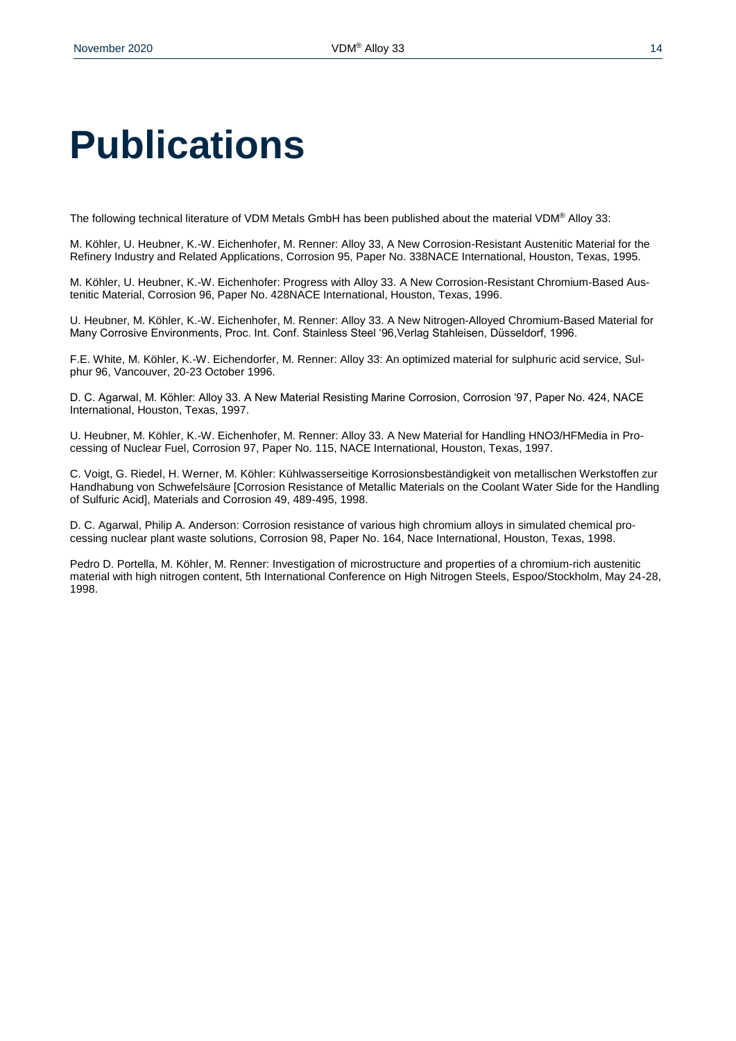# Publications

The following technical literature of VDM Metals GmbH has been published about the material VDM® Alloy 33:

M. Köhler, U. Heubner, K.-W. Eichenhofer, M. Renner: Alloy 33, A New Corrosion-Resistant Austenitic Material for the Refinery Industry and Related Applications, Corrosion 95, Paper No. 338NACE International, Houston, Texas, 1995.

M. Köhler, U. Heubner, K.-W. Eichenhofer: Progress with Alloy 33. A New Corrosion-Resistant Chromium-Based Austenitic Material, Corrosion 96, Paper No. 428NACE International, Houston, Texas, 1996.

U. Heubner, M. Köhler, K.-W. Eichenhofer, M. Renner: Alloy 33. A New Nitrogen-Alloyed Chromium-Based Material for Many Corrosive Environments, Proc. Int. Conf. Stainless Steel '96,Verlag Stahleisen, Düsseldorf, 1996.

F.E. White, M. Köhler, K.-W. Eichendorfer, M. Renner: Alloy 33: An optimized material for sulphuric acid service, Sulphur 96, Vancouver, 20-23 October 1996.

D. C. Agarwal, M. Köhler: Alloy 33. A New Material Resisting Marine Corrosion, Corrosion '97, Paper No. 424, NACE International, Houston, Texas, 1997.

U. Heubner, M. Köhler, K.-W. Eichenhofer, M. Renner: Alloy 33. A New Material for Handling HNO3/HFMedia in Processing of Nuclear Fuel, Corrosion 97, Paper No. 115, NACE International, Houston, Texas, 1997.

C. Voigt, G. Riedel, H. Werner, M. Köhler: Kühlwasserseitige Korrosionsbeständigkeit von metallischen Werkstoffen zur Handhabung von Schwefelsäure [Corrosion Resistance of Metallic Materials on the Coolant Water Side for the Handling of Sulfuric Acid], Materials and Corrosion 49, 489-495, 1998.

D. C. Agarwal, Philip A. Anderson: Corrosion resistance of various high chromium alloys in simulated chemical processing nuclear plant waste solutions, Corrosion 98, Paper No. 164, Nace International, Houston, Texas, 1998.

Pedro D. Portella, M. Köhler, M. Renner: Investigation of microstructure and properties of a chromium-rich austenitic material with high nitrogen content, 5th International Conference on High Nitrogen Steels, Espoo/Stockholm, May 24-28, 1998.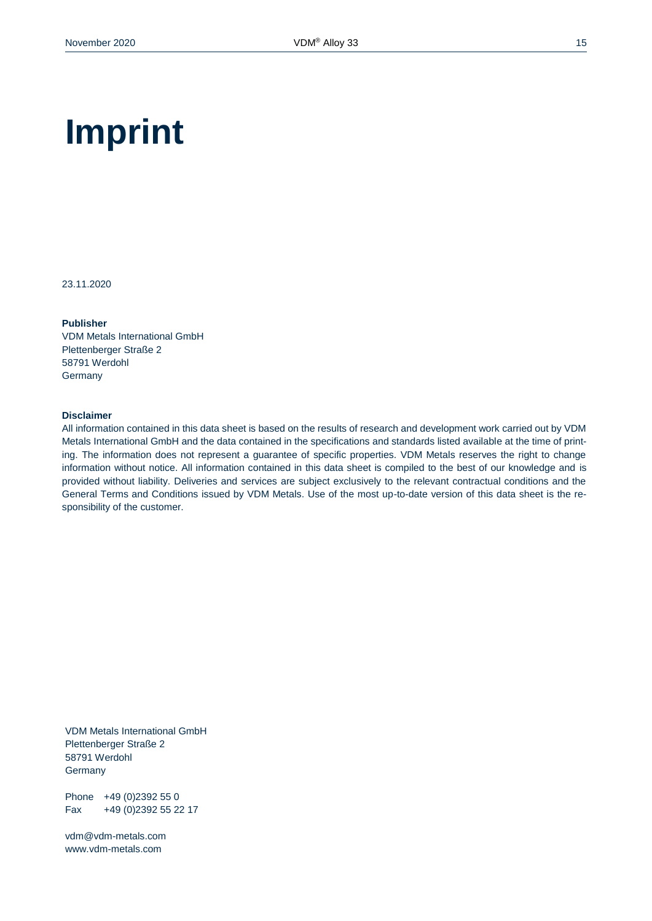# Imprint

23.11.2020

**Publisher**
VDM Metals International GmbH
Plettenberger Straße 2
58791 Werdohl
Germany

**Disclaimer**
All information contained in this data sheet is based on the results of research and development work carried out by VDM Metals International GmbH and the data contained in the specifications and standards listed available at the time of printing. The information does not represent a guarantee of specific properties. VDM Metals reserves the right to change information without notice. All information contained in this data sheet is compiled to the best of our knowledge and is provided without liability. Deliveries and services are subject exclusively to the relevant contractual conditions and the General Terms and Conditions issued by VDM Metals. Use of the most up-to-date version of this data sheet is the responsibility of the customer.

VDM Metals International GmbH
Plettenberger Straße 2
58791 Werdohl
Germany

Phone +49 (0)2392 55 0
Fax +49 (0)2392 55 22 17

vdm@vdm-metals.com
www.vdm-metals.com